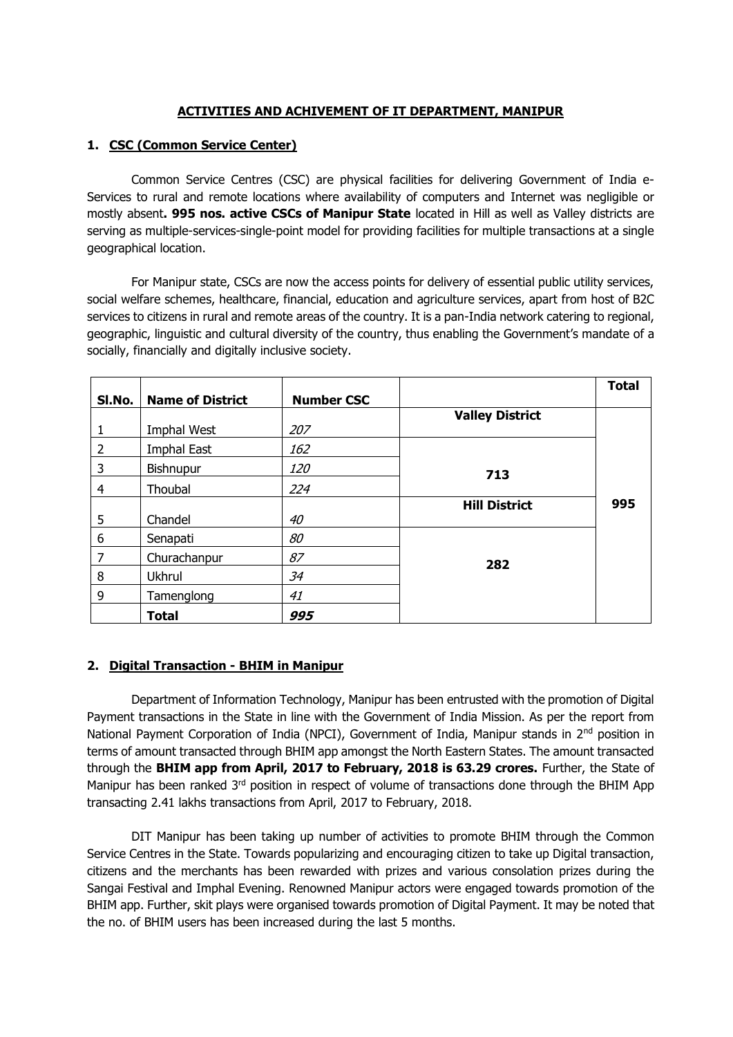## ACTIVITIES AND ACHIVEMENT OF IT DEPARTMENT, MANIPUR

### 1. CSC (Common Service Center)

Common Service Centres (CSC) are physical facilities for delivering Government of India e-Services to rural and remote locations where availability of computers and Internet was negligible or mostly absent**. 995 nos. active CSCs of Manipur State** located in Hill as well as Valley districts are serving as multiple-services-single-point model for providing facilities for multiple transactions at a single geographical location.

For Manipur state, CSCs are now the access points for delivery of essential public utility services, social welfare schemes, healthcare, financial, education and agriculture services, apart from host of B2C services to citizens in rural and remote areas of the country. It is a pan-India network catering to regional, geographic, linguistic and cultural diversity of the country, thus enabling the Government's mandate of a socially, financially and digitally inclusive society.

| Sl.No. | Name of District | Number CSC | | Total |
|---|---|---|---|---|
| 1 | Imphal West | *207* | **Valley District** | |
| 2 | Imphal East | *162* | | |
| 3 | Bishnupur | *120* | **713** | |
| 4 | Thoubal | *224* | | |
| 5 | Chandel | *40* | **Hill District** | **995** |
| 6 | Senapati | *80* | | |
| 7 | Churachanpur | *87* | **282** | |
| 8 | Ukhrul | *34* | | |
| 9 | Tamenglong | *41* | | |
| | **Total** | ***995*** | | |

### 2. Digital Transaction - BHIM in Manipur

Department of Information Technology, Manipur has been entrusted with the promotion of Digital Payment transactions in the State in line with the Government of India Mission. As per the report from National Payment Corporation of India (NPCI), Government of India, Manipur stands in 2nd position in terms of amount transacted through BHIM app amongst the North Eastern States. The amount transacted through the **BHIM app from April, 2017 to February, 2018 is 63.29 crores.** Further, the State of Manipur has been ranked 3rd position in respect of volume of transactions done through the BHIM App transacting 2.41 lakhs transactions from April, 2017 to February, 2018.

DIT Manipur has been taking up number of activities to promote BHIM through the Common Service Centres in the State. Towards popularizing and encouraging citizen to take up Digital transaction, citizens and the merchants has been rewarded with prizes and various consolation prizes during the Sangai Festival and Imphal Evening. Renowned Manipur actors were engaged towards promotion of the BHIM app. Further, skit plays were organised towards promotion of Digital Payment. It may be noted that the no. of BHIM users has been increased during the last 5 months.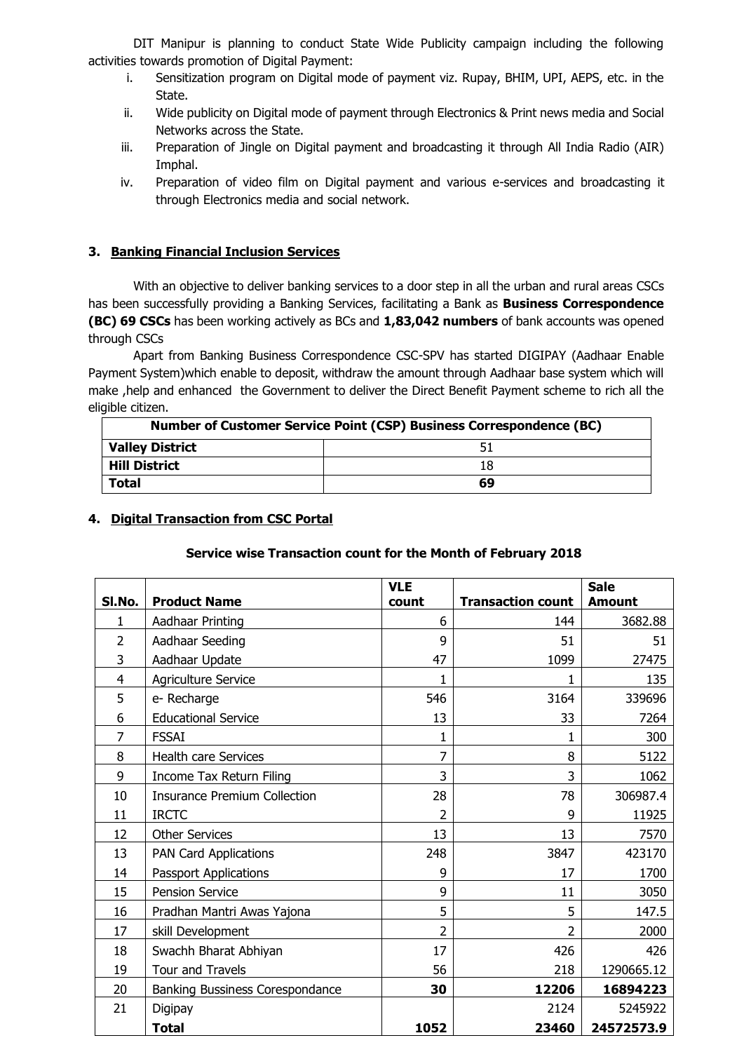DIT Manipur is planning to conduct State Wide Publicity campaign including the following activities towards promotion of Digital Payment:

i. Sensitization program on Digital mode of payment viz. Rupay, BHIM, UPI, AEPS, etc. in the State.
ii. Wide publicity on Digital mode of payment through Electronics & Print news media and Social Networks across the State.
iii. Preparation of Jingle on Digital payment and broadcasting it through All India Radio (AIR) Imphal.
iv. Preparation of video film on Digital payment and various e-services and broadcasting it through Electronics media and social network.

## 3. Banking Financial Inclusion Services

With an objective to deliver banking services to a door step in all the urban and rural areas CSCs has been successfully providing a Banking Services, facilitating a Bank as **Business Correspondence (BC) 69 CSCs** has been working actively as BCs and **1,83,042 numbers** of bank accounts was opened through CSCs

Apart from Banking Business Correspondence CSC-SPV has started DIGIPAY (Aadhaar Enable Payment System)which enable to deposit, withdraw the amount through Aadhaar base system which will make ,help and enhanced the Government to deliver the Direct Benefit Payment scheme to rich all the eligible citizen.

| **Number of Customer Service Point (CSP) Business Correspondence (BC)** | |
|---|---|
| **Valley District** | 51 |
| **Hill District** | 18 |
| **Total** | **69** |

## 4. Digital Transaction from CSC Portal

**Service wise Transaction count for the Month of February 2018**

| Sl.No. | Product Name | VLE count | Transaction count | Sale Amount |
|---|---|---|---|---|
| 1 | Aadhaar Printing | 6 | 144 | 3682.88 |
| 2 | Aadhaar Seeding | 9 | 51 | 51 |
| 3 | Aadhaar Update | 47 | 1099 | 27475 |
| 4 | Agriculture Service | 1 | 1 | 135 |
| 5 | e- Recharge | 546 | 3164 | 339696 |
| 6 | Educational Service | 13 | 33 | 7264 |
| 7 | FSSAI | 1 | 1 | 300 |
| 8 | Health care Services | 7 | 8 | 5122 |
| 9 | Income Tax Return Filing | 3 | 3 | 1062 |
| 10 | Insurance Premium Collection | 28 | 78 | 306987.4 |
| 11 | IRCTC | 2 | 9 | 11925 |
| 12 | Other Services | 13 | 13 | 7570 |
| 13 | PAN Card Applications | 248 | 3847 | 423170 |
| 14 | Passport Applications | 9 | 17 | 1700 |
| 15 | Pension Service | 9 | 11 | 3050 |
| 16 | Pradhan Mantri Awas Yajona | 5 | 5 | 147.5 |
| 17 | skill Development | 2 | 2 | 2000 |
| 18 | Swachh Bharat Abhiyan | 17 | 426 | 426 |
| 19 | Tour and Travels | 56 | 218 | 1290665.12 |
| 20 | Banking Bussiness Corespondance | **30** | **12206** | **16894223** |
| 21 | Digipay | | 2124 | 5245922 |
| | **Total** | **1052** | **23460** | **24572573.9** |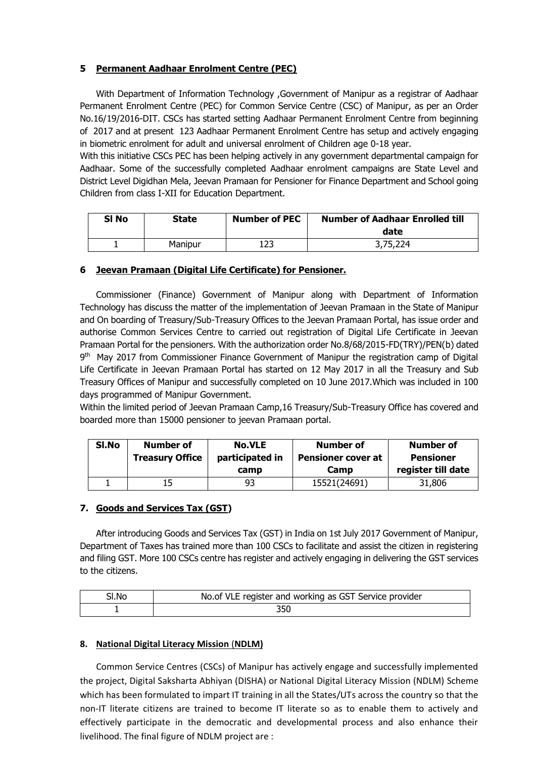## 5 Permanent Aadhaar Enrolment Centre (PEC)

With Department of Information Technology ,Government of Manipur as a registrar of Aadhaar Permanent Enrolment Centre (PEC) for Common Service Centre (CSC) of Manipur, as per an Order No.16/19/2016-DIT. CSCs has started setting Aadhaar Permanent Enrolment Centre from beginning of 2017 and at present 123 Aadhaar Permanent Enrolment Centre has setup and actively engaging in biometric enrolment for adult and universal enrolment of Children age 0-18 year.

With this initiative CSCs PEC has been helping actively in any government departmental campaign for Aadhaar. Some of the successfully completed Aadhaar enrolment campaigns are State Level and District Level Digidhan Mela, Jeevan Pramaan for Pensioner for Finance Department and School going Children from class I-XII for Education Department.

| Sl No | State | Number of PEC | Number of Aadhaar Enrolled till date |
|---|---|---|---|
| 1 | Manipur | 123 | 3,75,224 |

## 6 Jeevan Pramaan (Digital Life Certificate) for Pensioner.

Commissioner (Finance) Government of Manipur along with Department of Information Technology has discuss the matter of the implementation of Jeevan Pramaan in the State of Manipur and On boarding of Treasury/Sub-Treasury Offices to the Jeevan Pramaan Portal, has issue order and authorise Common Services Centre to carried out registration of Digital Life Certificate in Jeevan Pramaan Portal for the pensioners. With the authorization order No.8/68/2015-FD(TRY)/PEN(b) dated 9th May 2017 from Commissioner Finance Government of Manipur the registration camp of Digital Life Certificate in Jeevan Pramaan Portal has started on 12 May 2017 in all the Treasury and Sub Treasury Offices of Manipur and successfully completed on 10 June 2017.Which was included in 100 days programmed of Manipur Government.

Within the limited period of Jeevan Pramaan Camp,16 Treasury/Sub-Treasury Office has covered and boarded more than 15000 pensioner to jeevan Pramaan portal.

| Sl.No | Number of Treasury Office | No.VLE participated in camp | Number of Pensioner cover at Camp | Number of Pensioner register till date |
|---|---|---|---|---|
| 1 | 15 | 93 | 15521(24691) | 31,806 |

## 7. Goods and Services Tax (GST)

After introducing Goods and Services Tax (GST) in India on 1st July 2017 Government of Manipur, Department of Taxes has trained more than 100 CSCs to facilitate and assist the citizen in registering and filing GST. More 100 CSCs centre has register and actively engaging in delivering the GST services to the citizens.

| Sl.No | No.of VLE register and working as GST Service provider |
|---|---|
| 1 | 350 |

## 8. National Digital Literacy Mission (NDLM)

Common Service Centres (CSCs) of Manipur has actively engage and successfully implemented the project, Digital Saksharta Abhiyan (DISHA) or National Digital Literacy Mission (NDLM) Scheme which has been formulated to impart IT training in all the States/UTs across the country so that the non-IT literate citizens are trained to become IT literate so as to enable them to actively and effectively participate in the democratic and developmental process and also enhance their livelihood. The final figure of NDLM project are :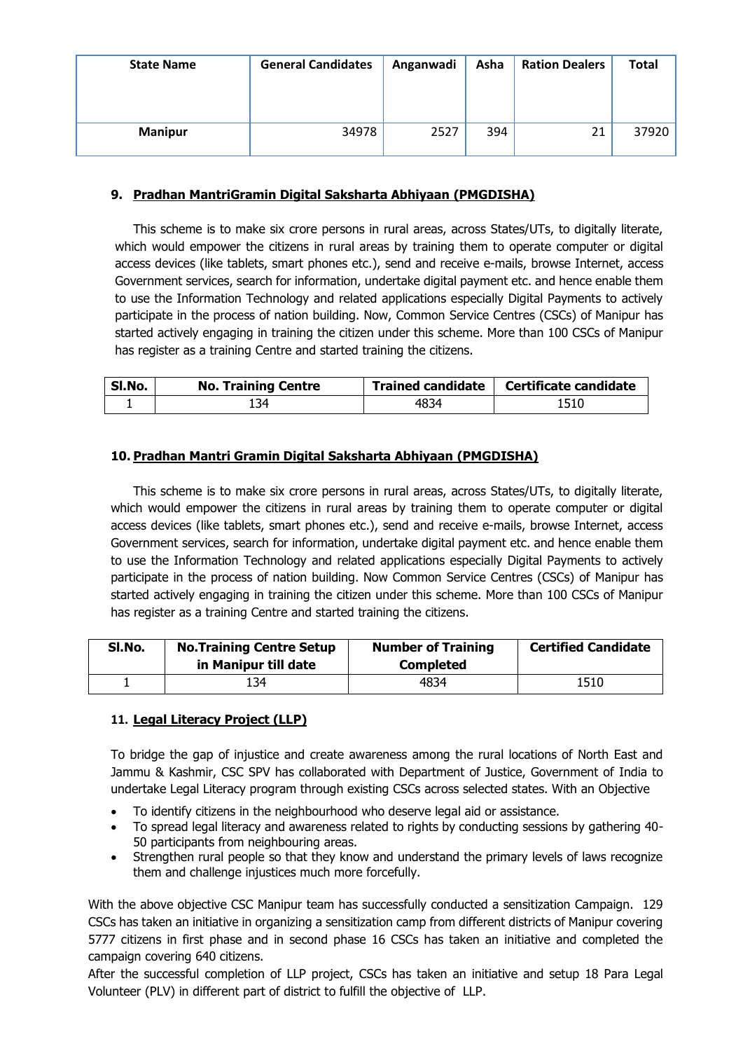| State Name | General Candidates | Anganwadi | Asha | Ration Dealers | Total |
| --- | --- | --- | --- | --- | --- |
| Manipur | 34978 | 2527 | 394 | 21 | 37920 |

## 9. Pradhan MantriGramin Digital Saksharta Abhiyaan (PMGDISHA)

This scheme is to make six crore persons in rural areas, across States/UTs, to digitally literate, which would empower the citizens in rural areas by training them to operate computer or digital access devices (like tablets, smart phones etc.), send and receive e-mails, browse Internet, access Government services, search for information, undertake digital payment etc. and hence enable them to use the Information Technology and related applications especially Digital Payments to actively participate in the process of nation building. Now, Common Service Centres (CSCs) of Manipur has started actively engaging in training the citizen under this scheme. More than 100 CSCs of Manipur has register as a training Centre and started training the citizens.

| Sl.No. | No. Training Centre | Trained candidate | Certificate candidate |
| --- | --- | --- | --- |
| 1 | 134 | 4834 | 1510 |

## 10. Pradhan Mantri Gramin Digital Saksharta Abhiyaan (PMGDISHA)

This scheme is to make six crore persons in rural areas, across States/UTs, to digitally literate, which would empower the citizens in rural areas by training them to operate computer or digital access devices (like tablets, smart phones etc.), send and receive e-mails, browse Internet, access Government services, search for information, undertake digital payment etc. and hence enable them to use the Information Technology and related applications especially Digital Payments to actively participate in the process of nation building. Now Common Service Centres (CSCs) of Manipur has started actively engaging in training the citizen under this scheme. More than 100 CSCs of Manipur has register as a training Centre and started training the citizens.

| Sl.No. | No.Training Centre Setup in Manipur till date | Number of Training Completed | Certified Candidate |
| --- | --- | --- | --- |
| 1 | 134 | 4834 | 1510 |

## 11. Legal Literacy Project (LLP)

To bridge the gap of injustice and create awareness among the rural locations of North East and Jammu & Kashmir, CSC SPV has collaborated with Department of Justice, Government of India to undertake Legal Literacy program through existing CSCs across selected states. With an Objective

- To identify citizens in the neighbourhood who deserve legal aid or assistance.
- To spread legal literacy and awareness related to rights by conducting sessions by gathering 40-50 participants from neighbouring areas.
- Strengthen rural people so that they know and understand the primary levels of laws recognize them and challenge injustices much more forcefully.

With the above objective CSC Manipur team has successfully conducted a sensitization Campaign. 129 CSCs has taken an initiative in organizing a sensitization camp from different districts of Manipur covering 5777 citizens in first phase and in second phase 16 CSCs has taken an initiative and completed the campaign covering 640 citizens.

After the successful completion of LLP project, CSCs has taken an initiative and setup 18 Para Legal Volunteer (PLV) in different part of district to fulfill the objective of LLP.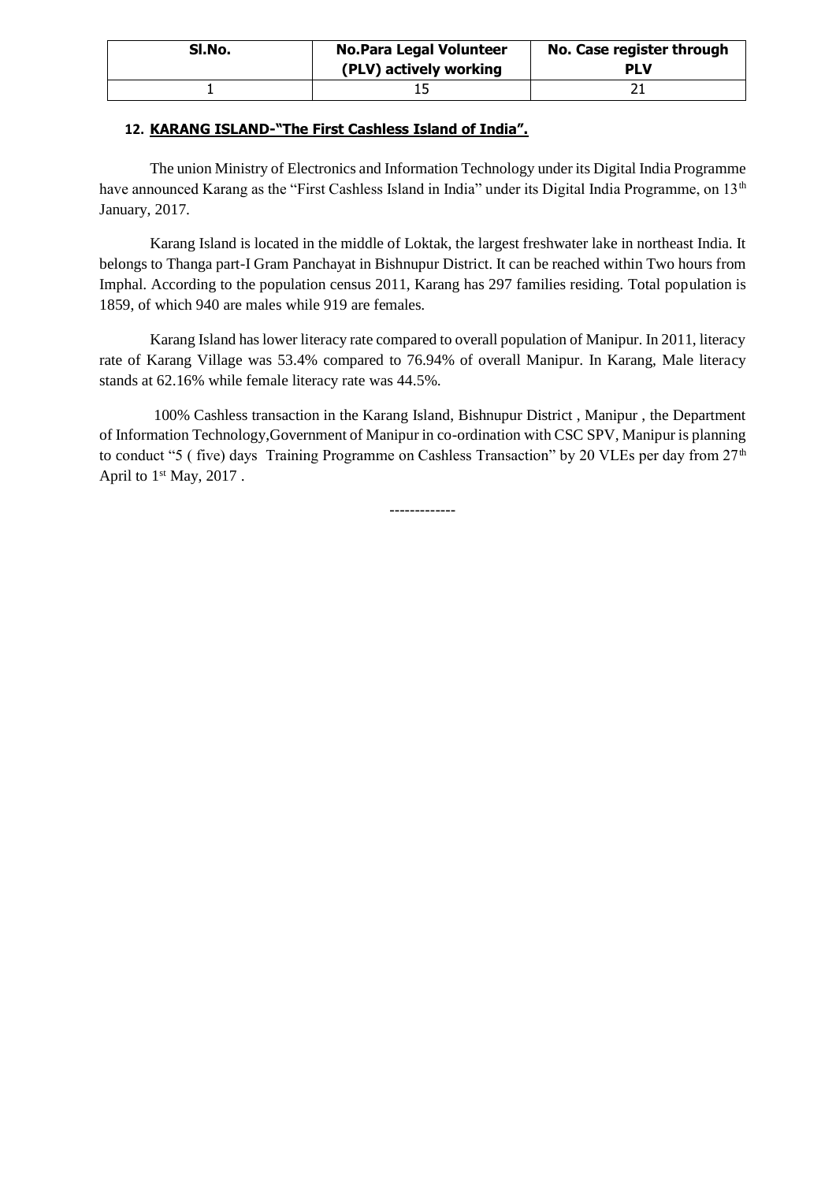| Sl.No. | No.Para Legal Volunteer (PLV) actively working | No. Case register through PLV |
|---|---|---|
| 1 | 15 | 21 |

## 12. KARANG ISLAND-"The First Cashless Island of India".

The union Ministry of Electronics and Information Technology under its Digital India Programme have announced Karang as the "First Cashless Island in India" under its Digital India Programme, on 13th January, 2017.

Karang Island is located in the middle of Loktak, the largest freshwater lake in northeast India. It belongs to Thanga part-I Gram Panchayat in Bishnupur District. It can be reached within Two hours from Imphal. According to the population census 2011, Karang has 297 families residing. Total population is 1859, of which 940 are males while 919 are females.

Karang Island has lower literacy rate compared to overall population of Manipur. In 2011, literacy rate of Karang Village was 53.4% compared to 76.94% of overall Manipur. In Karang, Male literacy stands at 62.16% while female literacy rate was 44.5%.

100% Cashless transaction in the Karang Island, Bishnupur District , Manipur , the Department of Information Technology,Government of Manipur in co-ordination with CSC SPV, Manipur is planning to conduct "5 ( five) days Training Programme on Cashless Transaction" by 20 VLEs per day from 27th April to 1st May, 2017 .

-------------